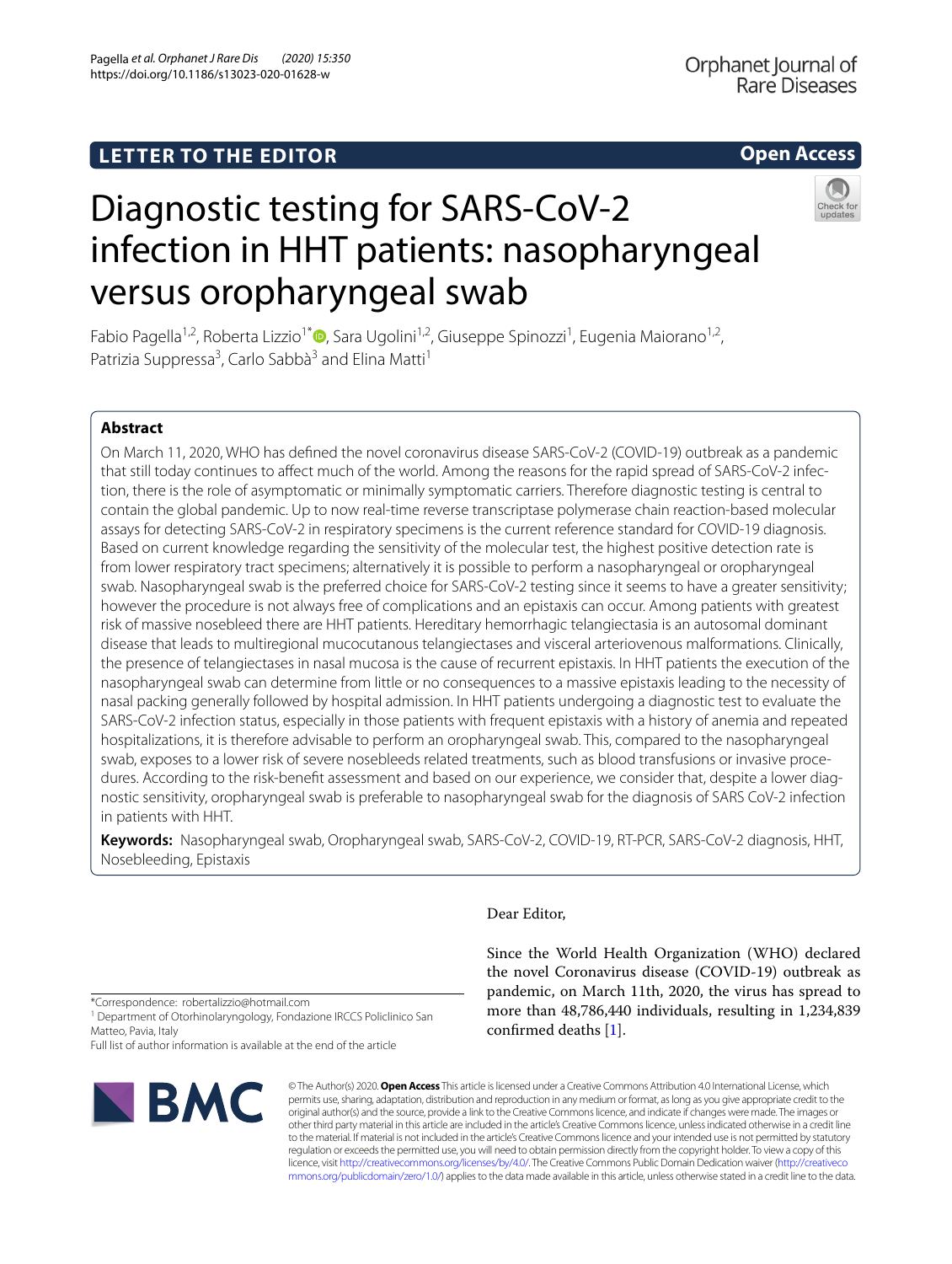LETTER TO THE EDITOR

Open Access

# Diagnostic testing for SARS-CoV-2 infection in HHT patients: nasopharyngeal versus oropharyngeal swab

Fabio Pagella[1,2], Roberta Lizzio[1*], Sara Ugolini[1,2], Giuseppe Spinozzi[1], Eugenia Maiorano[1,2], Patrizia Suppressa[3], Carlo Sabbà[3] and Elina Matti[1]

## Abstract

On March 11, 2020, WHO has defined the novel coronavirus disease SARS-CoV-2 (COVID-19) outbreak as a pandemic that still today continues to affect much of the world. Among the reasons for the rapid spread of SARS-CoV-2 infection, there is the role of asymptomatic or minimally symptomatic carriers. Therefore diagnostic testing is central to contain the global pandemic. Up to now real-time reverse transcriptase polymerase chain reaction-based molecular assays for detecting SARS-CoV-2 in respiratory specimens is the current reference standard for COVID-19 diagnosis. Based on current knowledge regarding the sensitivity of the molecular test, the highest positive detection rate is from lower respiratory tract specimens; alternatively it is possible to perform a nasopharyngeal or oropharyngeal swab. Nasopharyngeal swab is the preferred choice for SARS-CoV-2 testing since it seems to have a greater sensitivity; however the procedure is not always free of complications and an epistaxis can occur. Among patients with greatest risk of massive nosebleed there are HHT patients. Hereditary hemorrhagic telangiectasia is an autosomal dominant disease that leads to multiregional mucocutanous telangiectases and visceral arteriovenous malformations. Clinically, the presence of telangiectases in nasal mucosa is the cause of recurrent epistaxis. In HHT patients the execution of the nasopharyngeal swab can determine from little or no consequences to a massive epistaxis leading to the necessity of nasal packing generally followed by hospital admission. In HHT patients undergoing a diagnostic test to evaluate the SARS-CoV-2 infection status, especially in those patients with frequent epistaxis with a history of anemia and repeated hospitalizations, it is therefore advisable to perform an oropharyngeal swab. This, compared to the nasopharyngeal swab, exposes to a lower risk of severe nosebleeds related treatments, such as blood transfusions or invasive procedures. According to the risk-benefit assessment and based on our experience, we consider that, despite a lower diagnostic sensitivity, oropharyngeal swab is preferable to nasopharyngeal swab for the diagnosis of SARS CoV-2 infection in patients with HHT.

**Keywords:** Nasopharyngeal swab, Oropharyngeal swab, SARS-CoV-2, COVID-19, RT-PCR, SARS-CoV-2 diagnosis, HHT, Nosebleeding, Epistaxis

Dear Editor,

Since the World Health Organization (WHO) declared the novel Coronavirus disease (COVID-19) outbreak as pandemic, on March 11th, 2020, the virus has spread to more than 48,786,440 individuals, resulting in 1,234,839 confirmed deaths [1].

*Correspondence: robertalizzio@hotmail.com
[1] Department of Otorhinolaryngology, Fondazione IRCCS Policlinico San Matteo, Pavia, Italy
Full list of author information is available at the end of the article

© The Author(s) 2020. **Open Access** This article is licensed under a Creative Commons Attribution 4.0 International License, which permits use, sharing, adaptation, distribution and reproduction in any medium or format, as long as you give appropriate credit to the original author(s) and the source, provide a link to the Creative Commons licence, and indicate if changes were made. The images or other third party material in this article are included in the article's Creative Commons licence, unless indicated otherwise in a credit line to the material. If material is not included in the article's Creative Commons licence and your intended use is not permitted by statutory regulation or exceeds the permitted use, you will need to obtain permission directly from the copyright holder. To view a copy of this licence, visit http://creativecommons.org/licenses/by/4.0/. The Creative Commons Public Domain Dedication waiver (http://creativecommons.org/publicdomain/zero/1.0/) applies to the data made available in this article, unless otherwise stated in a credit line to the data.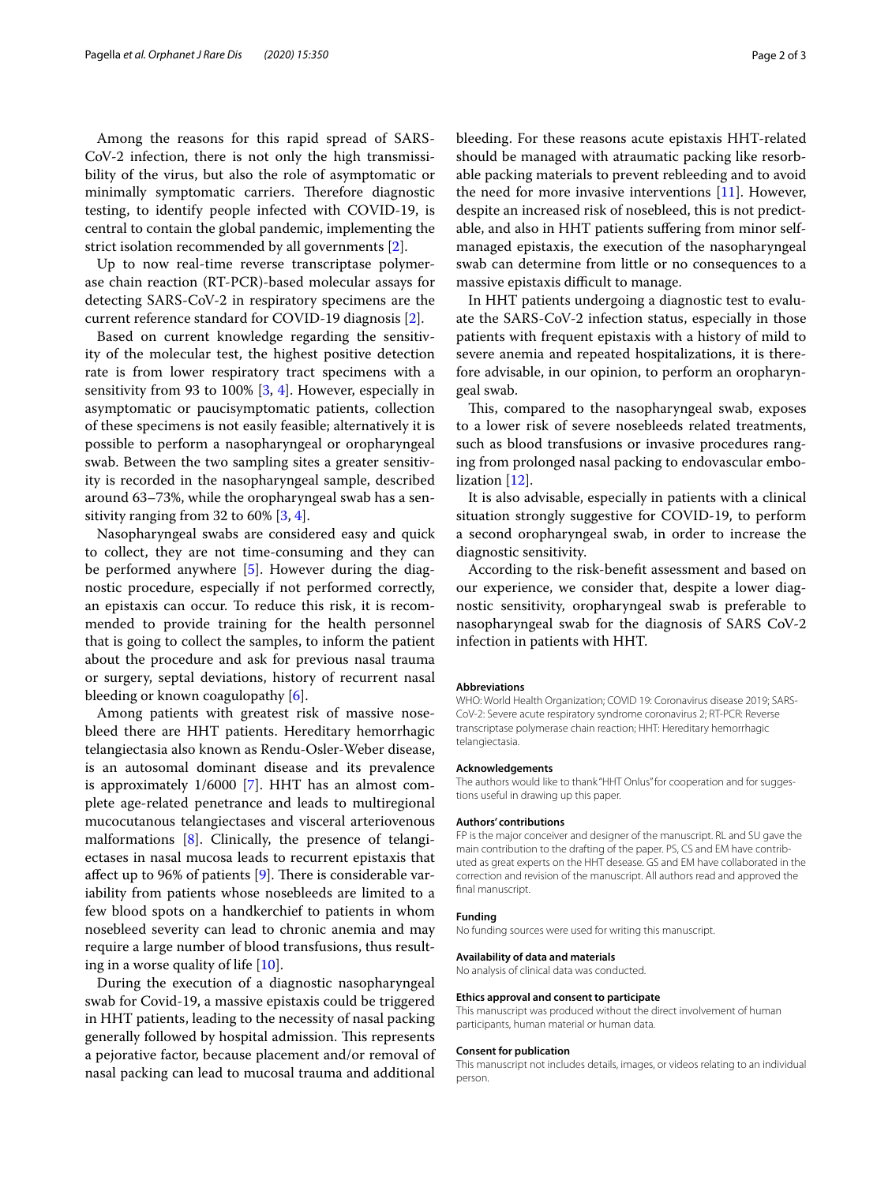Among the reasons for this rapid spread of SARS-CoV-2 infection, there is not only the high transmissibility of the virus, but also the role of asymptomatic or minimally symptomatic carriers. Therefore diagnostic testing, to identify people infected with COVID-19, is central to contain the global pandemic, implementing the strict isolation recommended by all governments [2].

Up to now real-time reverse transcriptase polymerase chain reaction (RT-PCR)-based molecular assays for detecting SARS-CoV-2 in respiratory specimens are the current reference standard for COVID-19 diagnosis [2].

Based on current knowledge regarding the sensitivity of the molecular test, the highest positive detection rate is from lower respiratory tract specimens with a sensitivity from 93 to 100% [3, 4]. However, especially in asymptomatic or paucisymptomatic patients, collection of these specimens is not easily feasible; alternatively it is possible to perform a nasopharyngeal or oropharyngeal swab. Between the two sampling sites a greater sensitivity is recorded in the nasopharyngeal sample, described around 63–73%, while the oropharyngeal swab has a sensitivity ranging from 32 to 60% [3, 4].

Nasopharyngeal swabs are considered easy and quick to collect, they are not time-consuming and they can be performed anywhere [5]. However during the diagnostic procedure, especially if not performed correctly, an epistaxis can occur. To reduce this risk, it is recommended to provide training for the health personnel that is going to collect the samples, to inform the patient about the procedure and ask for previous nasal trauma or surgery, septal deviations, history of recurrent nasal bleeding or known coagulopathy [6].

Among patients with greatest risk of massive nosebleed there are HHT patients. Hereditary hemorrhagic telangiectasia also known as Rendu-Osler-Weber disease, is an autosomal dominant disease and its prevalence is approximately 1/6000 [7]. HHT has an almost complete age-related penetrance and leads to multiregional mucocutaneous telangiectases and visceral arteriovenous malformations [8]. Clinically, the presence of telangiectases in nasal mucosa leads to recurrent epistaxis that affect up to 96% of patients [9]. There is considerable variability from patients whose nosebleeds are limited to a few blood spots on a handkerchief to patients in whom nosebleed severity can lead to chronic anemia and may require a large number of blood transfusions, thus resulting in a worse quality of life [10].

During the execution of a diagnostic nasopharyngeal swab for Covid-19, a massive epistaxis could be triggered in HHT patients, leading to the necessity of nasal packing generally followed by hospital admission. This represents a pejorative factor, because placement and/or removal of nasal packing can lead to mucosal trauma and additional bleeding. For these reasons acute epistaxis HHT-related should be managed with atraumatic packing like resorbable packing materials to prevent rebleeding and to avoid the need for more invasive interventions [11]. However, despite an increased risk of nosebleed, this is not predictable, and also in HHT patients suffering from minor self-managed epistaxis, the execution of the nasopharyngeal swab can determine from little or no consequences to a massive epistaxis difficult to manage.

In HHT patients undergoing a diagnostic test to evaluate the SARS-CoV-2 infection status, especially in those patients with frequent epistaxis with a history of mild to severe anemia and repeated hospitalizations, it is therefore advisable, in our opinion, to perform an oropharyngeal swab.

This, compared to the nasopharyngeal swab, exposes to a lower risk of severe nosebleeds related treatments, such as blood transfusions or invasive procedures ranging from prolonged nasal packing to endovascular embolization [12].

It is also advisable, especially in patients with a clinical situation strongly suggestive for COVID-19, to perform a second oropharyngeal swab, in order to increase the diagnostic sensitivity.

According to the risk-benefit assessment and based on our experience, we consider that, despite a lower diagnostic sensitivity, oropharyngeal swab is preferable to nasopharyngeal swab for the diagnosis of SARS CoV-2 infection in patients with HHT.

#### Abbreviations

WHO: World Health Organization; COVID 19: Coronavirus disease 2019; SARS-CoV-2: Severe acute respiratory syndrome coronavirus 2; RT-PCR: Reverse transcriptase polymerase chain reaction; HHT: Hereditary hemorrhagic telangiectasia.

#### Acknowledgements

The authors would like to thank "HHT Onlus" for cooperation and for suggestions useful in drawing up this paper.

#### Authors' contributions

FP is the major conceiver and designer of the manuscript. RL and SU gave the main contribution to the drafting of the paper. PS, CS and EM have contributed as great experts on the HHT desease. GS and EM have collaborated in the correction and revision of the manuscript. All authors read and approved the final manuscript.

#### Funding

No funding sources were used for writing this manuscript.

#### Availability of data and materials

No analysis of clinical data was conducted.

#### Ethics approval and consent to participate

This manuscript was produced without the direct involvement of human participants, human material or human data.

#### Consent for publication

This manuscript not includes details, images, or videos relating to an individual person.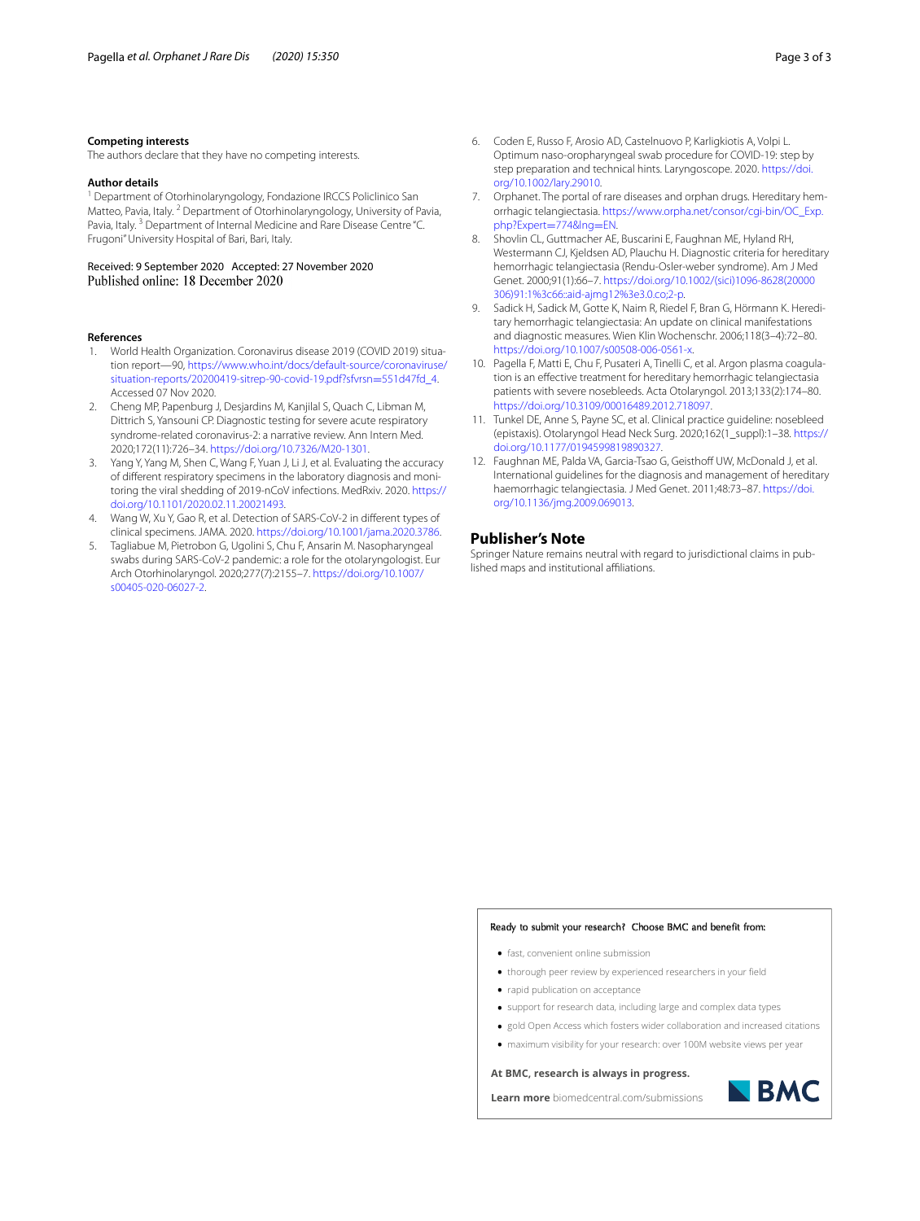### Competing interests

The authors declare that they have no competing interests.

### Author details

[1] Department of Otorhinolaryngology, Fondazione IRCCS Policlinico San Matteo, Pavia, Italy. [2] Department of Otorhinolaryngology, University of Pavia, Pavia, Italy. [3] Department of Internal Medicine and Rare Disease Centre "C. Frugoni" University Hospital of Bari, Bari, Italy.

Received: 9 September 2020 Accepted: 27 November 2020
Published online: 18 December 2020

### References

1. World Health Organization. Coronavirus disease 2019 (COVID 2019) situation report—90, https://www.who.int/docs/default-source/coronaviruse/situation-reports/20200419-sitrep-90-covid-19.pdf?sfvrsn=551d47fd_4. Accessed 07 Nov 2020.
2. Cheng MP, Papenburg J, Desjardins M, Kanjilal S, Quach C, Libman M, Dittrich S, Yansouni CP. Diagnostic testing for severe acute respiratory syndrome-related coronavirus-2: a narrative review. Ann Intern Med. 2020;172(11):726–34. https://doi.org/10.7326/M20-1301.
3. Yang Y, Yang M, Shen C, Wang F, Yuan J, Li J, et al. Evaluating the accuracy of different respiratory specimens in the laboratory diagnosis and monitoring the viral shedding of 2019-nCoV infections. MedRxiv. 2020. https://doi.org/10.1101/2020.02.11.20021493.
4. Wang W, Xu Y, Gao R, et al. Detection of SARS-CoV-2 in different types of clinical specimens. JAMA. 2020. https://doi.org/10.1001/jama.2020.3786.
5. Tagliabue M, Pietrobon G, Ugolini S, Chu F, Ansarin M. Nasopharyngeal swabs during SARS-CoV-2 pandemic: a role for the otolaryngologist. Eur Arch Otorhinolaryngol. 2020;277(7):2155–7. https://doi.org/10.1007/s00405-020-06027-2.
6. Coden E, Russo F, Arosio AD, Castelnuovo P, Karligkiotis A, Volpi L. Optimum naso-oropharyngeal swab procedure for COVID-19: step by step preparation and technical hints. Laryngoscope. 2020. https://doi.org/10.1002/lary.29010.
7. Orphanet. The portal of rare diseases and orphan drugs. Hereditary hemorrhagic telangiectasia. https://www.orpha.net/consor/cgi-bin/OC_Exp.php?Expert=774&lng=EN.
8. Shovlin CL, Guttmacher AE, Buscarini E, Faughnan ME, Hyland RH, Westermann CJ, Kjeldsen AD, Plauchu H. Diagnostic criteria for hereditary hemorrhagic telangiectasia (Rendu-Osler-weber syndrome). Am J Med Genet. 2000;91(1):66–7. https://doi.org/10.1002/(sici)1096-8628(20000306)91:1%3c66::aid-ajmg12%3e3.0.co;2-p.
9. Sadick H, Sadick M, Gotte K, Naim R, Riedel F, Bran G, Hörmann K. Hereditary hemorrhagic telangiectasia: An update on clinical manifestations and diagnostic measures. Wien Klin Wochenschr. 2006;118(3–4):72–80. https://doi.org/10.1007/s00508-006-0561-x.
10. Pagella F, Matti E, Chu F, Pusateri A, Tinelli C, et al. Argon plasma coagulation is an effective treatment for hereditary hemorrhagic telangiectasia patients with severe nosebleeds. Acta Otolaryngol. 2013;133(2):174–80. https://doi.org/10.3109/00016489.2012.718097.
11. Tunkel DE, Anne S, Payne SC, et al. Clinical practice guideline: nosebleed (epistaxis). Otolaryngol Head Neck Surg. 2020;162(1_suppl):1–38. https://doi.org/10.1177/0194599819890327.
12. Faughnan ME, Palda VA, Garcia-Tsao G, Geisthoff UW, McDonald J, et al. International guidelines for the diagnosis and management of hereditary haemorrhagic telangiectasia. J Med Genet. 2011;48:73–87. https://doi.org/10.1136/jmg.2009.069013.

## Publisher's Note

Springer Nature remains neutral with regard to jurisdictional claims in published maps and institutional affiliations.

Ready to submit your research? Choose BMC and benefit from:

- fast, convenient online submission
- thorough peer review by experienced researchers in your field
- rapid publication on acceptance
- support for research data, including large and complex data types
- gold Open Access which fosters wider collaboration and increased citations
- maximum visibility for your research: over 100M website views per year

**At BMC, research is always in progress.**

**Learn more** biomedcentral.com/submissions

BMC